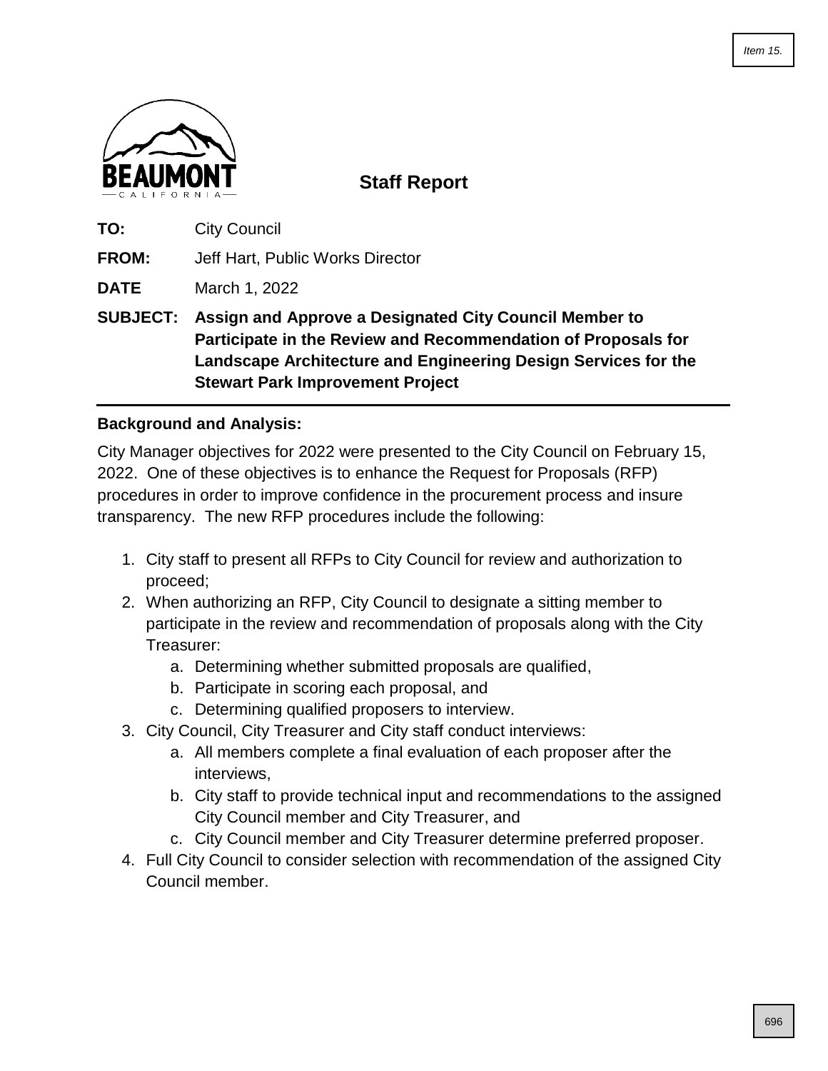# Staff Report

**TO:** City Council

**FROM:** Jeff Hart, Public Works Director

**DATE** March 1, 2022

**SUBJECT: Assign and Approve a Designated City Council Member to Participate in the Review and Recommendation of Proposals for Landscape Architecture and Engineering Design Services for the Stewart Park Improvement Project**

---

**Background and Analysis:**

City Manager objectives for 2022 were presented to the City Council on February 15, 2022. One of these objectives is to enhance the Request for Proposals (RFP) procedures in order to improve confidence in the procurement process and insure transparency. The new RFP procedures include the following:

1. City staff to present all RFPs to City Council for review and authorization to proceed;
2. When authorizing an RFP, City Council to designate a sitting member to participate in the review and recommendation of proposals along with the City Treasurer:
   a. Determining whether submitted proposals are qualified,
   b. Participate in scoring each proposal, and
   c. Determining qualified proposers to interview.
3. City Council, City Treasurer and City staff conduct interviews:
   a. All members complete a final evaluation of each proposer after the interviews,
   b. City staff to provide technical input and recommendations to the assigned City Council member and City Treasurer, and
   c. City Council member and City Treasurer determine preferred proposer.
4. Full City Council to consider selection with recommendation of the assigned City Council member.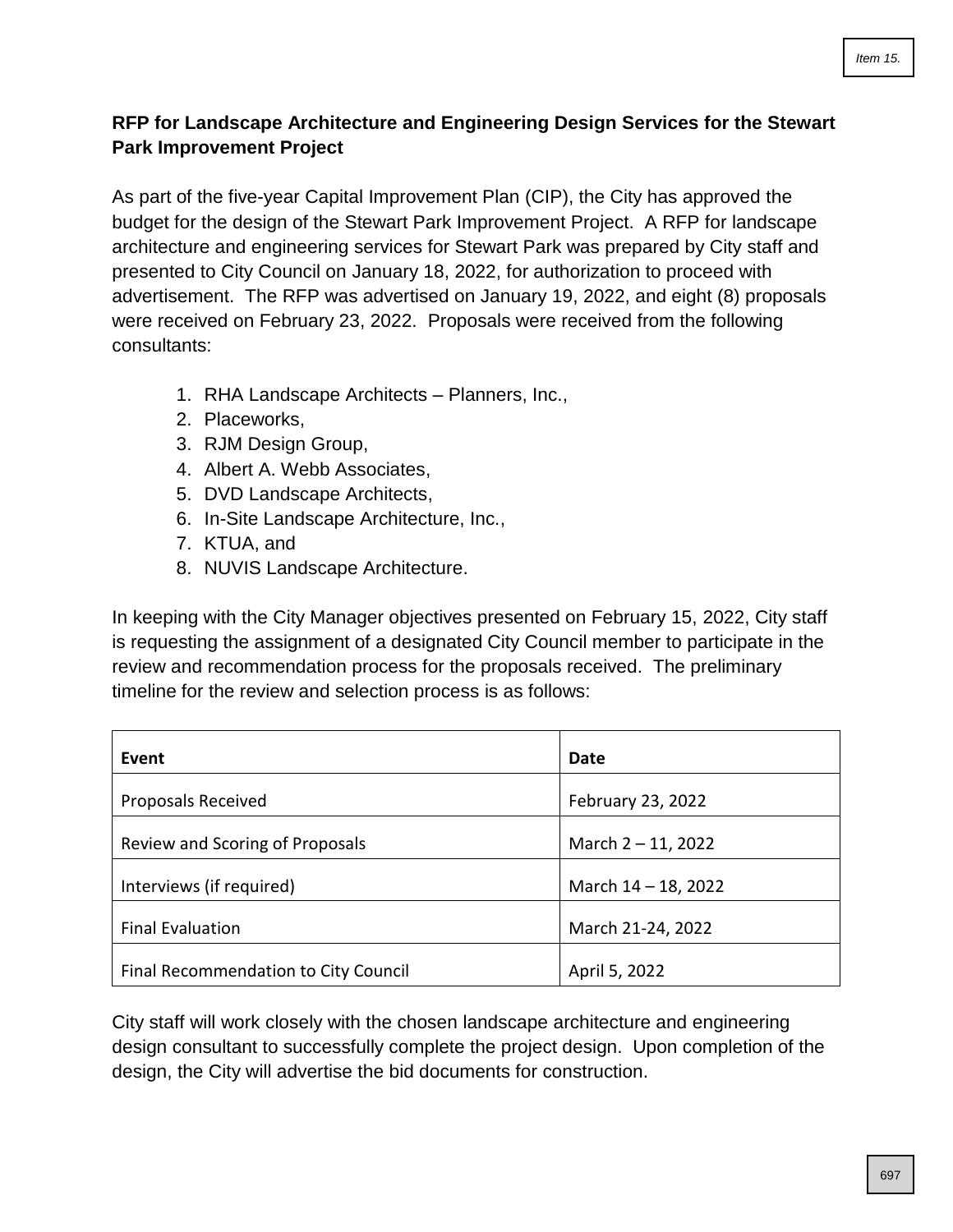**RFP for Landscape Architecture and Engineering Design Services for the Stewart Park Improvement Project**

As part of the five-year Capital Improvement Plan (CIP), the City has approved the budget for the design of the Stewart Park Improvement Project. A RFP for landscape architecture and engineering services for Stewart Park was prepared by City staff and presented to City Council on January 18, 2022, for authorization to proceed with advertisement. The RFP was advertised on January 19, 2022, and eight (8) proposals were received on February 23, 2022. Proposals were received from the following consultants:

1. RHA Landscape Architects – Planners, Inc.,
2. Placeworks,
3. RJM Design Group,
4. Albert A. Webb Associates,
5. DVD Landscape Architects,
6. In-Site Landscape Architecture, Inc.,
7. KTUA, and
8. NUVIS Landscape Architecture.

In keeping with the City Manager objectives presented on February 15, 2022, City staff is requesting the assignment of a designated City Council member to participate in the review and recommendation process for the proposals received. The preliminary timeline for the review and selection process is as follows:

| Event | Date |
|---|---|
| Proposals Received | February 23, 2022 |
| Review and Scoring of Proposals | March 2 – 11, 2022 |
| Interviews (if required) | March 14 – 18, 2022 |
| Final Evaluation | March 21-24, 2022 |
| Final Recommendation to City Council | April 5, 2022 |

City staff will work closely with the chosen landscape architecture and engineering design consultant to successfully complete the project design. Upon completion of the design, the City will advertise the bid documents for construction.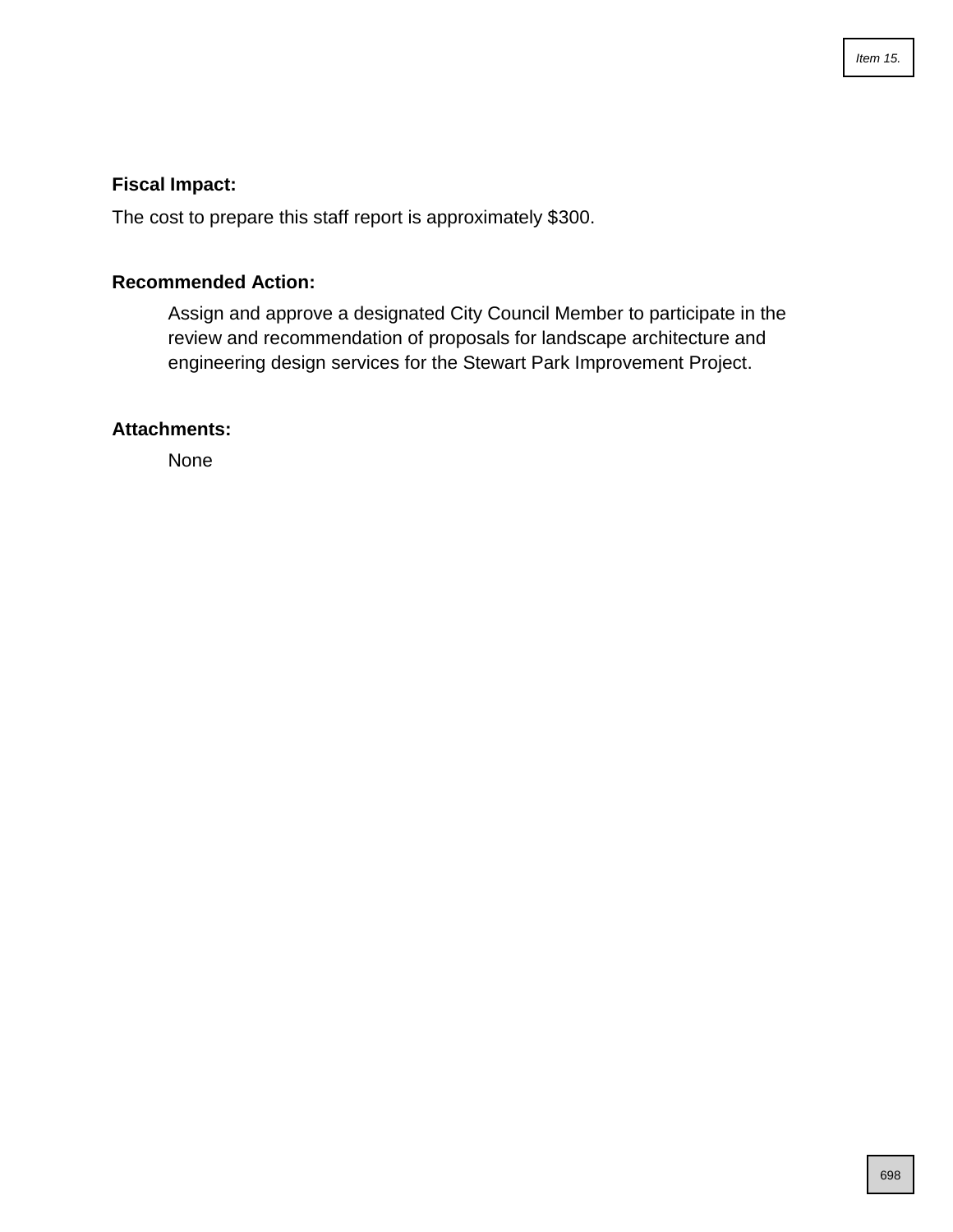**Fiscal Impact:**

The cost to prepare this staff report is approximately $300.

**Recommended Action:**

Assign and approve a designated City Council Member to participate in the review and recommendation of proposals for landscape architecture and engineering design services for the Stewart Park Improvement Project.

**Attachments:**

None